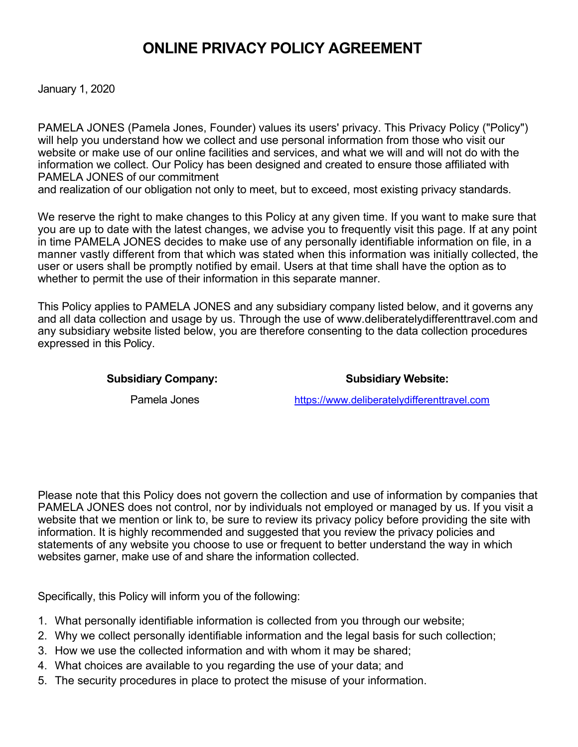# ONLINE PRIVACY POLICY AGREEMENT

January 1, 2020

PAMELA JONES (Pamela Jones, Founder) values its users' privacy. This Privacy Policy ("Policy") will help you understand how we collect and use personal information from those who visit our website or make use of our online facilities and services, and what we will and will not do with the information we collect. Our Policy has been designed and created to ensure those affiliated with PAMELA JONES of our commitment and realization of our obligation not only to meet, but to exceed, most existing privacy standards.

We reserve the right to make changes to this Policy at any given time. If you want to make sure that you are up to date with the latest changes, we advise you to frequently visit this page. If at any point in time PAMELA JONES decides to make use of any personally identifiable information on file, in a manner vastly different from that which was stated when this information was initially collected, the user or users shall be promptly notified by email. Users at that time shall have the option as to whether to permit the use of their information in this separate manner.

This Policy applies to PAMELA JONES and any subsidiary company listed below, and it governs any and all data collection and usage by us. Through the use of www.deliberatelydifferenttravel.com and any subsidiary website listed below, you are therefore consenting to the data collection procedures expressed in this Policy.

| **Subsidiary Company:** | **Subsidiary Website:** |
| --- | --- |
| Pamela Jones | https://www.deliberatelydifferenttravel.com |

Please note that this Policy does not govern the collection and use of information by companies that PAMELA JONES does not control, nor by individuals not employed or managed by us. If you visit a website that we mention or link to, be sure to review its privacy policy before providing the site with information. It is highly recommended and suggested that you review the privacy policies and statements of any website you choose to use or frequent to better understand the way in which websites garner, make use of and share the information collected.

Specifically, this Policy will inform you of the following:

1. What personally identifiable information is collected from you through our website;
2. Why we collect personally identifiable information and the legal basis for such collection;
3. How we use the collected information and with whom it may be shared;
4. What choices are available to you regarding the use of your data; and
5. The security procedures in place to protect the misuse of your information.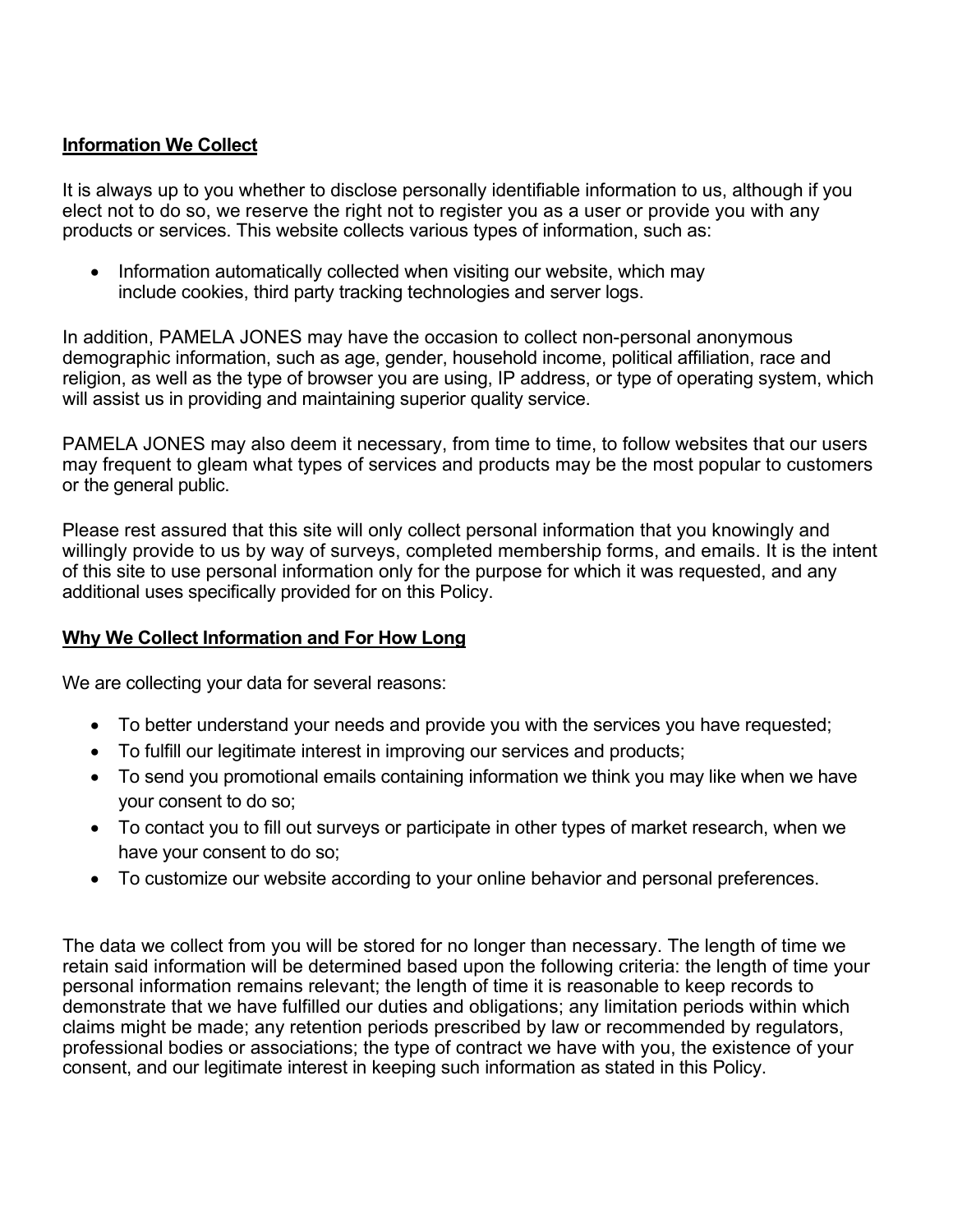## **Information We Collect**

It is always up to you whether to disclose personally identifiable information to us, although if you elect not to do so, we reserve the right not to register you as a user or provide you with any products or services. This website collects various types of information, such as:

- Information automatically collected when visiting our website, which may include cookies, third party tracking technologies and server logs.

In addition, PAMELA JONES may have the occasion to collect non-personal anonymous demographic information, such as age, gender, household income, political affiliation, race and religion, as well as the type of browser you are using, IP address, or type of operating system, which will assist us in providing and maintaining superior quality service.

PAMELA JONES may also deem it necessary, from time to time, to follow websites that our users may frequent to gleam what types of services and products may be the most popular to customers or the general public.

Please rest assured that this site will only collect personal information that you knowingly and willingly provide to us by way of surveys, completed membership forms, and emails. It is the intent of this site to use personal information only for the purpose for which it was requested, and any additional uses specifically provided for on this Policy.

## **Why We Collect Information and For How Long**

We are collecting your data for several reasons:

- To better understand your needs and provide you with the services you have requested;
- To fulfill our legitimate interest in improving our services and products;
- To send you promotional emails containing information we think you may like when we have your consent to do so;
- To contact you to fill out surveys or participate in other types of market research, when we have your consent to do so;
- To customize our website according to your online behavior and personal preferences.

The data we collect from you will be stored for no longer than necessary. The length of time we retain said information will be determined based upon the following criteria: the length of time your personal information remains relevant; the length of time it is reasonable to keep records to demonstrate that we have fulfilled our duties and obligations; any limitation periods within which claims might be made; any retention periods prescribed by law or recommended by regulators, professional bodies or associations; the type of contract we have with you, the existence of your consent, and our legitimate interest in keeping such information as stated in this Policy.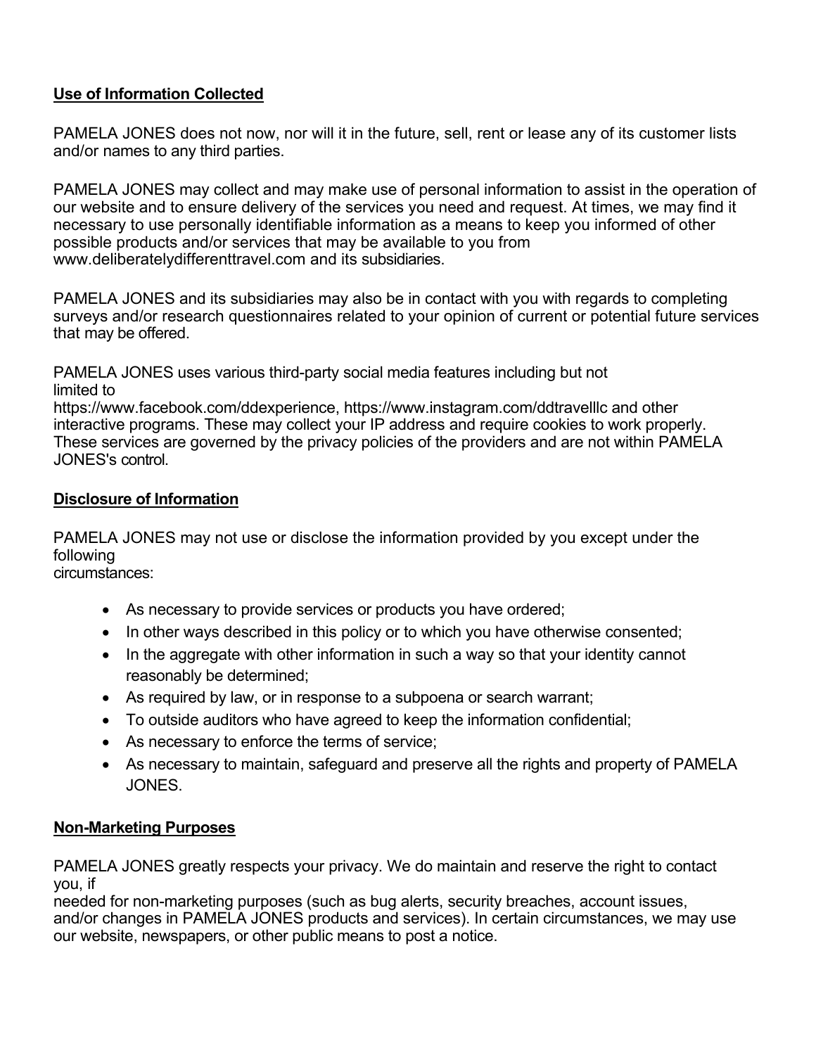## Use of Information Collected

PAMELA JONES does not now, nor will it in the future, sell, rent or lease any of its customer lists and/or names to any third parties.

PAMELA JONES may collect and may make use of personal information to assist in the operation of our website and to ensure delivery of the services you need and request. At times, we may find it necessary to use personally identifiable information as a means to keep you informed of other possible products and/or services that may be available to you from www.deliberatelydifferenttravel.com and its subsidiaries.

PAMELA JONES and its subsidiaries may also be in contact with you with regards to completing surveys and/or research questionnaires related to your opinion of current or potential future services that may be offered.

PAMELA JONES uses various third-party social media features including but not limited to https://www.facebook.com/ddexperience, https://www.instagram.com/ddtravelllc and other interactive programs. These may collect your IP address and require cookies to work properly. These services are governed by the privacy policies of the providers and are not within PAMELA JONES's control.

## Disclosure of Information

PAMELA JONES may not use or disclose the information provided by you except under the following circumstances:

- As necessary to provide services or products you have ordered;
- In other ways described in this policy or to which you have otherwise consented;
- In the aggregate with other information in such a way so that your identity cannot reasonably be determined;
- As required by law, or in response to a subpoena or search warrant;
- To outside auditors who have agreed to keep the information confidential;
- As necessary to enforce the terms of service;
- As necessary to maintain, safeguard and preserve all the rights and property of PAMELA JONES.

## Non-Marketing Purposes

PAMELA JONES greatly respects your privacy. We do maintain and reserve the right to contact you, if needed for non-marketing purposes (such as bug alerts, security breaches, account issues, and/or changes in PAMELA JONES products and services). In certain circumstances, we may use our website, newspapers, or other public means to post a notice.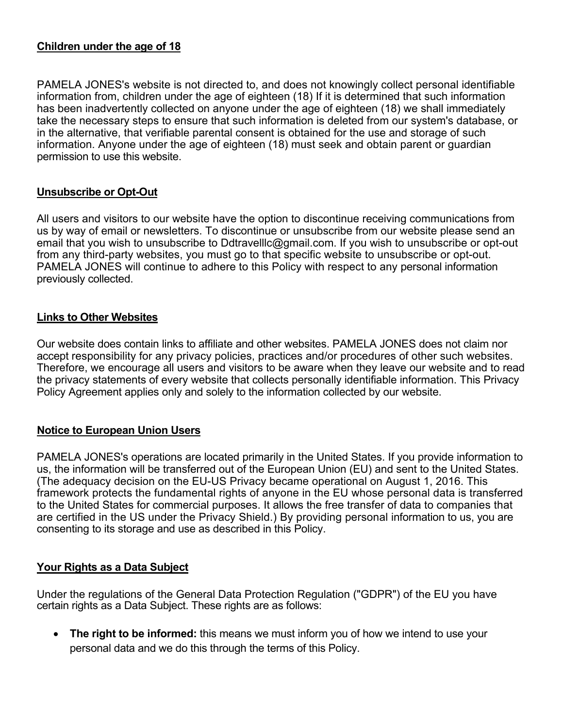## Children under the age of 18

PAMELA JONES's website is not directed to, and does not knowingly collect personal identifiable information from, children under the age of eighteen (18) If it is determined that such information has been inadvertently collected on anyone under the age of eighteen (18) we shall immediately take the necessary steps to ensure that such information is deleted from our system's database, or in the alternative, that verifiable parental consent is obtained for the use and storage of such information. Anyone under the age of eighteen (18) must seek and obtain parent or guardian permission to use this website.

## Unsubscribe or Opt-Out

All users and visitors to our website have the option to discontinue receiving communications from us by way of email or newsletters. To discontinue or unsubscribe from our website please send an email that you wish to unsubscribe to Ddtravelllc@gmail.com. If you wish to unsubscribe or opt-out from any third-party websites, you must go to that specific website to unsubscribe or opt-out. PAMELA JONES will continue to adhere to this Policy with respect to any personal information previously collected.

## Links to Other Websites

Our website does contain links to affiliate and other websites. PAMELA JONES does not claim nor accept responsibility for any privacy policies, practices and/or procedures of other such websites. Therefore, we encourage all users and visitors to be aware when they leave our website and to read the privacy statements of every website that collects personally identifiable information. This Privacy Policy Agreement applies only and solely to the information collected by our website.

## Notice to European Union Users

PAMELA JONES's operations are located primarily in the United States. If you provide information to us, the information will be transferred out of the European Union (EU) and sent to the United States. (The adequacy decision on the EU-US Privacy became operational on August 1, 2016. This framework protects the fundamental rights of anyone in the EU whose personal data is transferred to the United States for commercial purposes. It allows the free transfer of data to companies that are certified in the US under the Privacy Shield.) By providing personal information to us, you are consenting to its storage and use as described in this Policy.

## Your Rights as a Data Subject

Under the regulations of the General Data Protection Regulation ("GDPR") of the EU you have certain rights as a Data Subject. These rights are as follows:

- **The right to be informed:** this means we must inform you of how we intend to use your personal data and we do this through the terms of this Policy.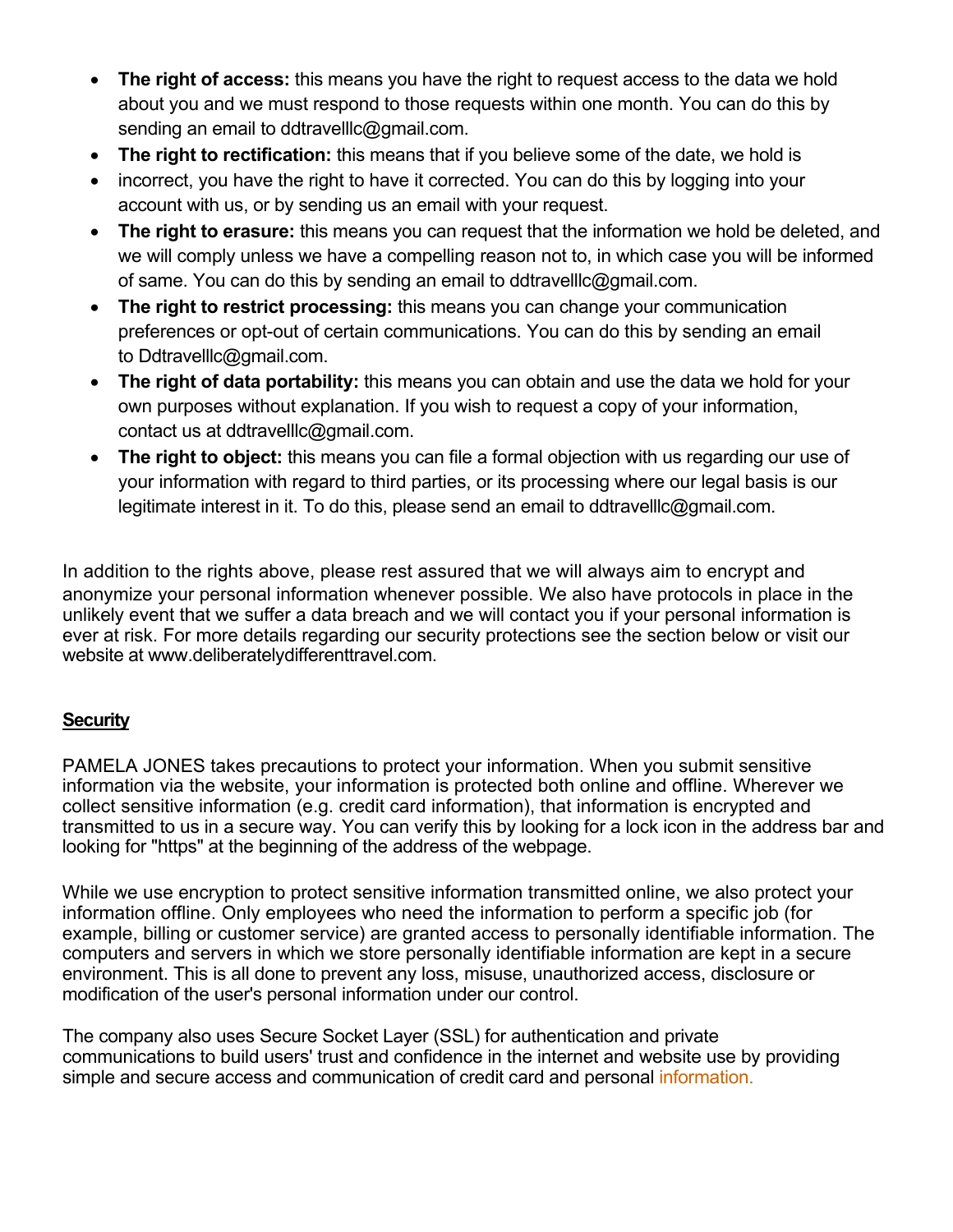- **The right of access:** this means you have the right to request access to the data we hold about you and we must respond to those requests within one month. You can do this by sending an email to ddtravelllc@gmail.com.
- **The right to rectification:** this means that if you believe some of the date, we hold is
- incorrect, you have the right to have it corrected. You can do this by logging into your account with us, or by sending us an email with your request.
- **The right to erasure:** this means you can request that the information we hold be deleted, and we will comply unless we have a compelling reason not to, in which case you will be informed of same. You can do this by sending an email to ddtravelllc@gmail.com.
- **The right to restrict processing:** this means you can change your communication preferences or opt-out of certain communications. You can do this by sending an email to Ddtravelllc@gmail.com.
- **The right of data portability:** this means you can obtain and use the data we hold for your own purposes without explanation. If you wish to request a copy of your information, contact us at ddtravelllc@gmail.com.
- **The right to object:** this means you can file a formal objection with us regarding our use of your information with regard to third parties, or its processing where our legal basis is our legitimate interest in it. To do this, please send an email to ddtravelllc@gmail.com.

In addition to the rights above, please rest assured that we will always aim to encrypt and anonymize your personal information whenever possible. We also have protocols in place in the unlikely event that we suffer a data breach and we will contact you if your personal information is ever at risk. For more details regarding our security protections see the section below or visit our website at www.deliberatelydifferenttravel.com.

## Security

PAMELA JONES takes precautions to protect your information. When you submit sensitive information via the website, your information is protected both online and offline. Wherever we collect sensitive information (e.g. credit card information), that information is encrypted and transmitted to us in a secure way. You can verify this by looking for a lock icon in the address bar and looking for "https" at the beginning of the address of the webpage.

While we use encryption to protect sensitive information transmitted online, we also protect your information offline. Only employees who need the information to perform a specific job (for example, billing or customer service) are granted access to personally identifiable information. The computers and servers in which we store personally identifiable information are kept in a secure environment. This is all done to prevent any loss, misuse, unauthorized access, disclosure or modification of the user's personal information under our control.

The company also uses Secure Socket Layer (SSL) for authentication and private communications to build users' trust and confidence in the internet and website use by providing simple and secure access and communication of credit card and personal information.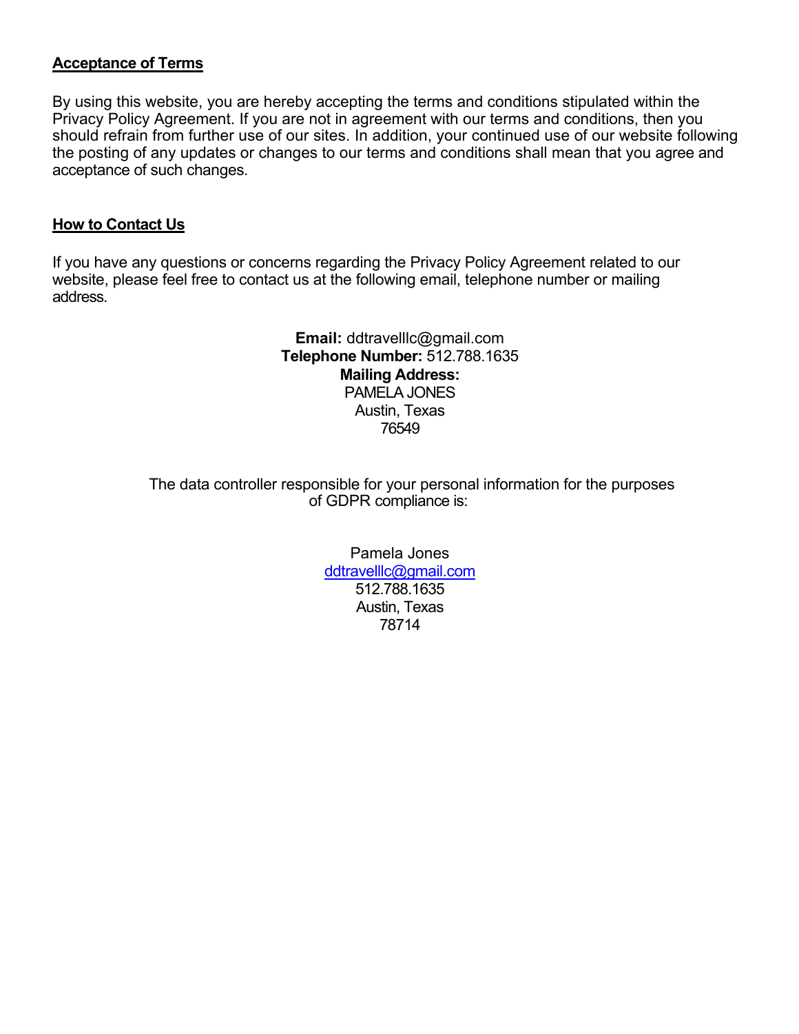**Acceptance of Terms**

By using this website, you are hereby accepting the terms and conditions stipulated within the Privacy Policy Agreement. If you are not in agreement with our terms and conditions, then you should refrain from further use of our sites. In addition, your continued use of our website following the posting of any updates or changes to our terms and conditions shall mean that you agree and acceptance of such changes.

**How to Contact Us**

If you have any questions or concerns regarding the Privacy Policy Agreement related to our website, please feel free to contact us at the following email, telephone number or mailing address.

**Email:** ddtravelllc@gmail.com
**Telephone Number:** 512.788.1635
**Mailing Address:**
PAMELA JONES
Austin, Texas
76549

The data controller responsible for your personal information for the purposes of GDPR compliance is:

Pamela Jones
ddtravelllc@gmail.com
512.788.1635
Austin, Texas
78714